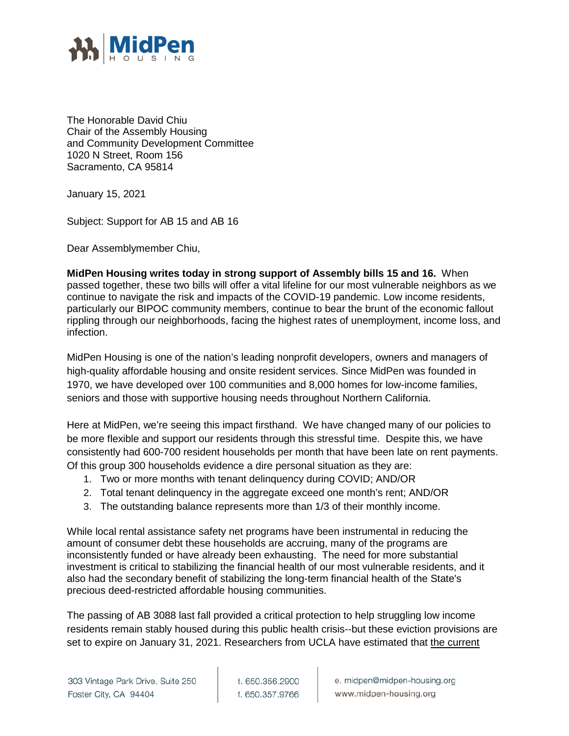The Honorable David Chiu
Chair of the Assembly Housing
and Community Development Committee
1020 N Street, Room 156
Sacramento, CA 95814

January 15, 2021

Subject: Support for AB 15 and AB 16

Dear Assemblymember Chiu,

**MidPen Housing writes today in strong support of Assembly bills 15 and 16.** When passed together, these two bills will offer a vital lifeline for our most vulnerable neighbors as we continue to navigate the risk and impacts of the COVID-19 pandemic. Low income residents, particularly our BIPOC community members, continue to bear the brunt of the economic fallout rippling through our neighborhoods, facing the highest rates of unemployment, income loss, and infection.

MidPen Housing is one of the nation's leading nonprofit developers, owners and managers of high-quality affordable housing and onsite resident services. Since MidPen was founded in 1970, we have developed over 100 communities and 8,000 homes for low-income families, seniors and those with supportive housing needs throughout Northern California.

Here at MidPen, we're seeing this impact firsthand. We have changed many of our policies to be more flexible and support our residents through this stressful time. Despite this, we have consistently had 600-700 resident households per month that have been late on rent payments. Of this group 300 households evidence a dire personal situation as they are:

1. Two or more months with tenant delinquency during COVID; AND/OR
2. Total tenant delinquency in the aggregate exceed one month's rent; AND/OR
3. The outstanding balance represents more than 1/3 of their monthly income.

While local rental assistance safety net programs have been instrumental in reducing the amount of consumer debt these households are accruing, many of the programs are inconsistently funded or have already been exhausting. The need for more substantial investment is critical to stabilizing the financial health of our most vulnerable residents, and it also had the secondary benefit of stabilizing the long-term financial health of the State's precious deed-restricted affordable housing communities.

The passing of AB 3088 last fall provided a critical protection to help struggling low income residents remain stably housed during this public health crisis--but these eviction provisions are set to expire on January 31, 2021. Researchers from UCLA have estimated that the current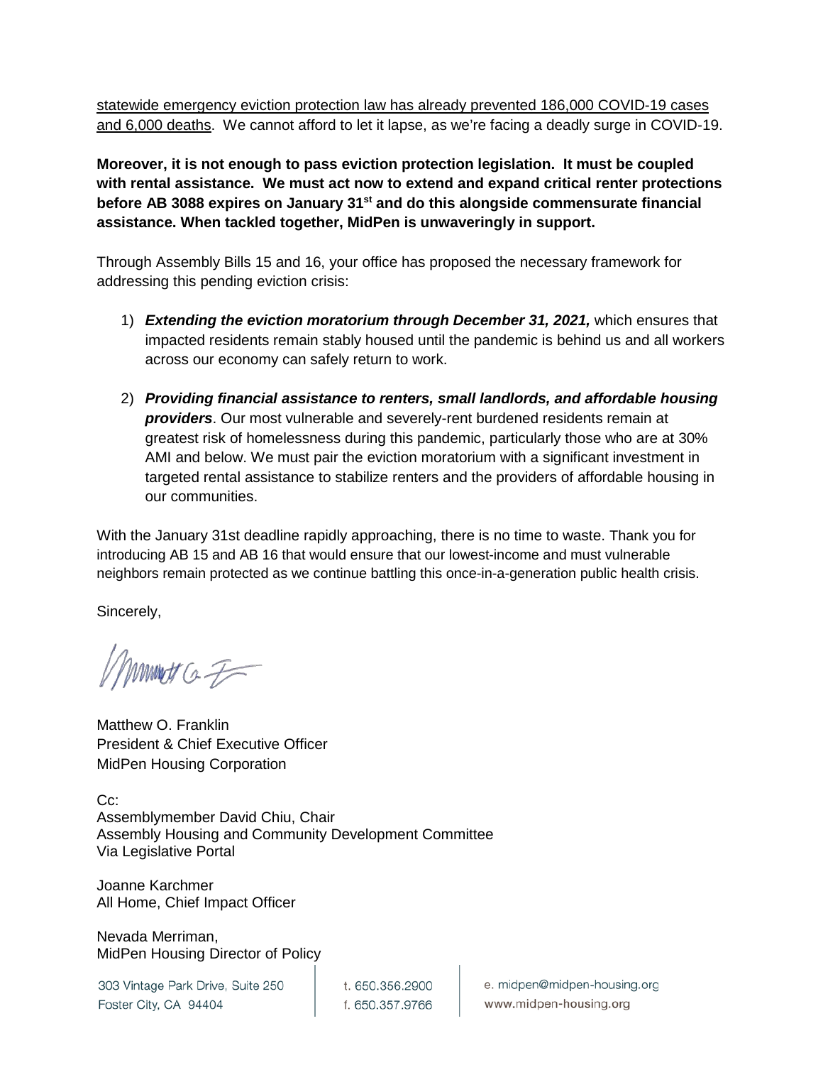statewide emergency eviction protection law has already prevented 186,000 COVID-19 cases and 6,000 deaths. We cannot afford to let it lapse, as we're facing a deadly surge in COVID-19.

**Moreover, it is not enough to pass eviction protection legislation. It must be coupled with rental assistance. We must act now to extend and expand critical renter protections before AB 3088 expires on January 31st and do this alongside commensurate financial assistance. When tackled together, MidPen is unwaveringly in support.**

Through Assembly Bills 15 and 16, your office has proposed the necessary framework for addressing this pending eviction crisis:

1) ***Extending the eviction moratorium through December 31, 2021,*** which ensures that impacted residents remain stably housed until the pandemic is behind us and all workers across our economy can safely return to work.

2) ***Providing financial assistance to renters, small landlords, and affordable housing providers***. Our most vulnerable and severely-rent burdened residents remain at greatest risk of homelessness during this pandemic, particularly those who are at 30% AMI and below. We must pair the eviction moratorium with a significant investment in targeted rental assistance to stabilize renters and the providers of affordable housing in our communities.

With the January 31st deadline rapidly approaching, there is no time to waste. Thank you for introducing AB 15 and AB 16 that would ensure that our lowest-income and must vulnerable neighbors remain protected as we continue battling this once-in-a-generation public health crisis.

Sincerely,

Matthew O. Franklin
President & Chief Executive Officer
MidPen Housing Corporation

Cc:
Assemblymember David Chiu, Chair
Assembly Housing and Community Development Committee
Via Legislative Portal

Joanne Karchmer
All Home, Chief Impact Officer

Nevada Merriman,
MidPen Housing Director of Policy

303 Vintage Park Drive, Suite 250
Foster City, CA 94404

t. 650.356.2900
f. 650.357.9766

e. midpen@midpen-housing.org
www.midpen-housing.org